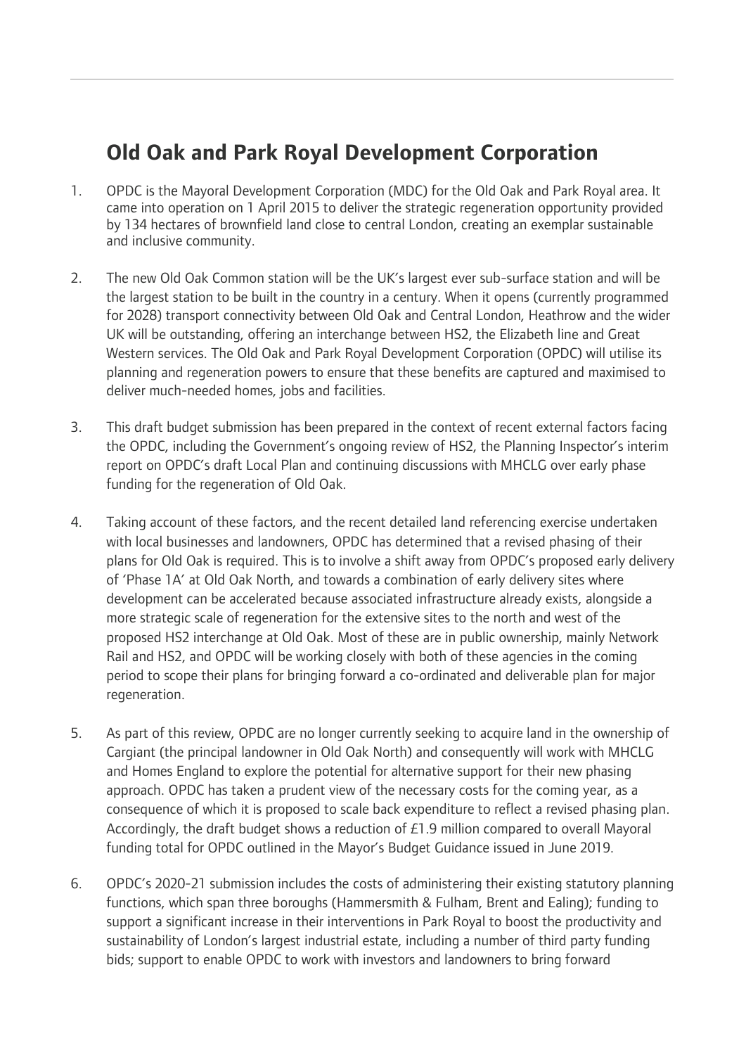## Old Oak and Park Royal Development Corporation

1. OPDC is the Mayoral Development Corporation (MDC) for the Old Oak and Park Royal area. It came into operation on 1 April 2015 to deliver the strategic regeneration opportunity provided by 134 hectares of brownfield land close to central London, creating an exemplar sustainable and inclusive community.

2. The new Old Oak Common station will be the UK's largest ever sub-surface station and will be the largest station to be built in the country in a century. When it opens (currently programmed for 2028) transport connectivity between Old Oak and Central London, Heathrow and the wider UK will be outstanding, offering an interchange between HS2, the Elizabeth line and Great Western services. The Old Oak and Park Royal Development Corporation (OPDC) will utilise its planning and regeneration powers to ensure that these benefits are captured and maximised to deliver much-needed homes, jobs and facilities.

3. This draft budget submission has been prepared in the context of recent external factors facing the OPDC, including the Government's ongoing review of HS2, the Planning Inspector's interim report on OPDC's draft Local Plan and continuing discussions with MHCLG over early phase funding for the regeneration of Old Oak.

4. Taking account of these factors, and the recent detailed land referencing exercise undertaken with local businesses and landowners, OPDC has determined that a revised phasing of their plans for Old Oak is required. This is to involve a shift away from OPDC's proposed early delivery of 'Phase 1A' at Old Oak North, and towards a combination of early delivery sites where development can be accelerated because associated infrastructure already exists, alongside a more strategic scale of regeneration for the extensive sites to the north and west of the proposed HS2 interchange at Old Oak. Most of these are in public ownership, mainly Network Rail and HS2, and OPDC will be working closely with both of these agencies in the coming period to scope their plans for bringing forward a co-ordinated and deliverable plan for major regeneration.

5. As part of this review, OPDC are no longer currently seeking to acquire land in the ownership of Cargiant (the principal landowner in Old Oak North) and consequently will work with MHCLG and Homes England to explore the potential for alternative support for their new phasing approach. OPDC has taken a prudent view of the necessary costs for the coming year, as a consequence of which it is proposed to scale back expenditure to reflect a revised phasing plan. Accordingly, the draft budget shows a reduction of £1.9 million compared to overall Mayoral funding total for OPDC outlined in the Mayor's Budget Guidance issued in June 2019.

6. OPDC's 2020-21 submission includes the costs of administering their existing statutory planning functions, which span three boroughs (Hammersmith & Fulham, Brent and Ealing); funding to support a significant increase in their interventions in Park Royal to boost the productivity and sustainability of London's largest industrial estate, including a number of third party funding bids; support to enable OPDC to work with investors and landowners to bring forward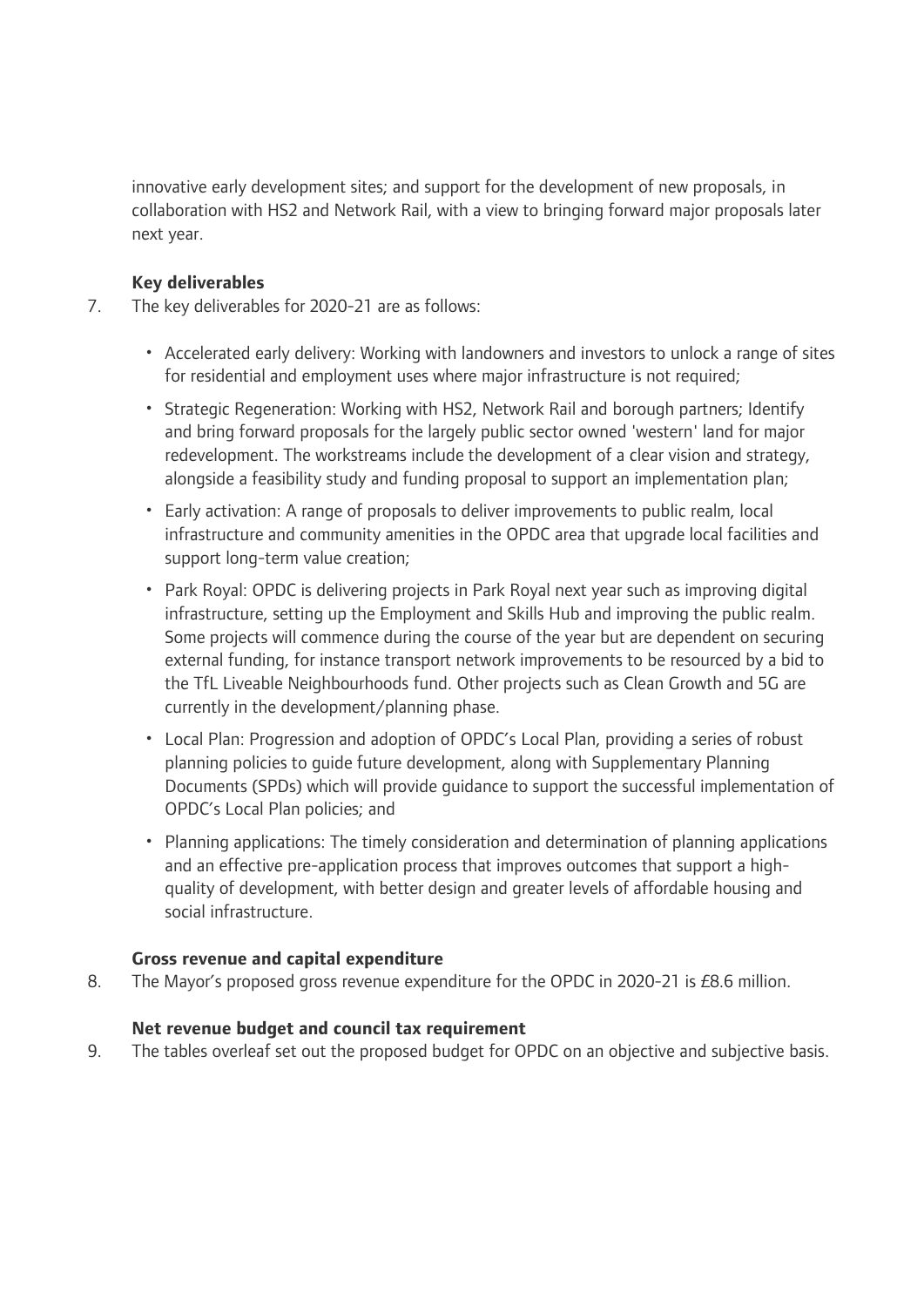innovative early development sites; and support for the development of new proposals, in collaboration with HS2 and Network Rail, with a view to bringing forward major proposals later next year.

### Key deliverables

7. The key deliverables for 2020-21 are as follows:

- Accelerated early delivery: Working with landowners and investors to unlock a range of sites for residential and employment uses where major infrastructure is not required;
- Strategic Regeneration: Working with HS2, Network Rail and borough partners; Identify and bring forward proposals for the largely public sector owned 'western' land for major redevelopment. The workstreams include the development of a clear vision and strategy, alongside a feasibility study and funding proposal to support an implementation plan;
- Early activation: A range of proposals to deliver improvements to public realm, local infrastructure and community amenities in the OPDC area that upgrade local facilities and support long-term value creation;
- Park Royal: OPDC is delivering projects in Park Royal next year such as improving digital infrastructure, setting up the Employment and Skills Hub and improving the public realm. Some projects will commence during the course of the year but are dependent on securing external funding, for instance transport network improvements to be resourced by a bid to the TfL Liveable Neighbourhoods fund. Other projects such as Clean Growth and 5G are currently in the development/planning phase.
- Local Plan: Progression and adoption of OPDC's Local Plan, providing a series of robust planning policies to guide future development, along with Supplementary Planning Documents (SPDs) which will provide guidance to support the successful implementation of OPDC's Local Plan policies; and
- Planning applications: The timely consideration and determination of planning applications and an effective pre-application process that improves outcomes that support a high-quality of development, with better design and greater levels of affordable housing and social infrastructure.

### Gross revenue and capital expenditure

8. The Mayor's proposed gross revenue expenditure for the OPDC in 2020-21 is £8.6 million.

### Net revenue budget and council tax requirement

9. The tables overleaf set out the proposed budget for OPDC on an objective and subjective basis.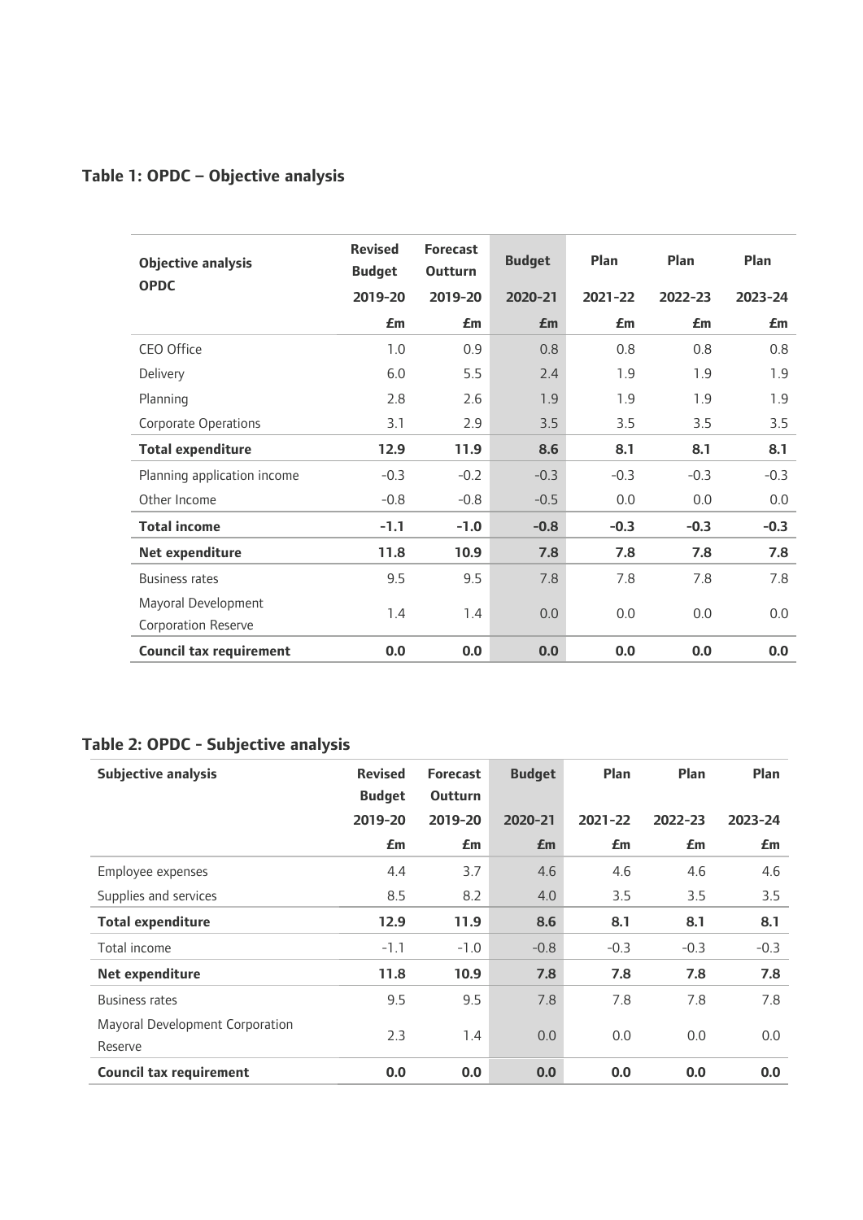### Table 1: OPDC – Objective analysis

| Objective analysis OPDC | Revised Budget 2019-20 | Forecast Outturn 2019-20 | Budget 2020-21 | Plan 2021-22 | Plan 2022-23 | Plan 2023-24 |
|---|---|---|---|---|---|---|
| | £m | £m | £m | £m | £m | £m |
| CEO Office | 1.0 | 0.9 | 0.8 | 0.8 | 0.8 | 0.8 |
| Delivery | 6.0 | 5.5 | 2.4 | 1.9 | 1.9 | 1.9 |
| Planning | 2.8 | 2.6 | 1.9 | 1.9 | 1.9 | 1.9 |
| Corporate Operations | 3.1 | 2.9 | 3.5 | 3.5 | 3.5 | 3.5 |
| **Total expenditure** | **12.9** | **11.9** | **8.6** | **8.1** | **8.1** | **8.1** |
| Planning application income | -0.3 | -0.2 | -0.3 | -0.3 | -0.3 | -0.3 |
| Other Income | -0.8 | -0.8 | -0.5 | 0.0 | 0.0 | 0.0 |
| **Total income** | **-1.1** | **-1.0** | **-0.8** | **-0.3** | **-0.3** | **-0.3** |
| **Net expenditure** | **11.8** | **10.9** | **7.8** | **7.8** | **7.8** | **7.8** |
| Business rates | 9.5 | 9.5 | 7.8 | 7.8 | 7.8 | 7.8 |
| Mayoral Development Corporation Reserve | 1.4 | 1.4 | 0.0 | 0.0 | 0.0 | 0.0 |
| **Council tax requirement** | **0.0** | **0.0** | **0.0** | **0.0** | **0.0** | **0.0** |

### Table 2: OPDC - Subjective analysis

| Subjective analysis | Revised Budget 2019-20 | Forecast Outturn 2019-20 | Budget 2020-21 | Plan 2021-22 | Plan 2022-23 | Plan 2023-24 |
|---|---|---|---|---|---|---|
| | £m | £m | £m | £m | £m | £m |
| Employee expenses | 4.4 | 3.7 | 4.6 | 4.6 | 4.6 | 4.6 |
| Supplies and services | 8.5 | 8.2 | 4.0 | 3.5 | 3.5 | 3.5 |
| **Total expenditure** | **12.9** | **11.9** | **8.6** | **8.1** | **8.1** | **8.1** |
| Total income | -1.1 | -1.0 | -0.8 | -0.3 | -0.3 | -0.3 |
| **Net expenditure** | **11.8** | **10.9** | **7.8** | **7.8** | **7.8** | **7.8** |
| Business rates | 9.5 | 9.5 | 7.8 | 7.8 | 7.8 | 7.8 |
| Mayoral Development Corporation Reserve | 2.3 | 1.4 | 0.0 | 0.0 | 0.0 | 0.0 |
| **Council tax requirement** | **0.0** | **0.0** | **0.0** | **0.0** | **0.0** | **0.0** |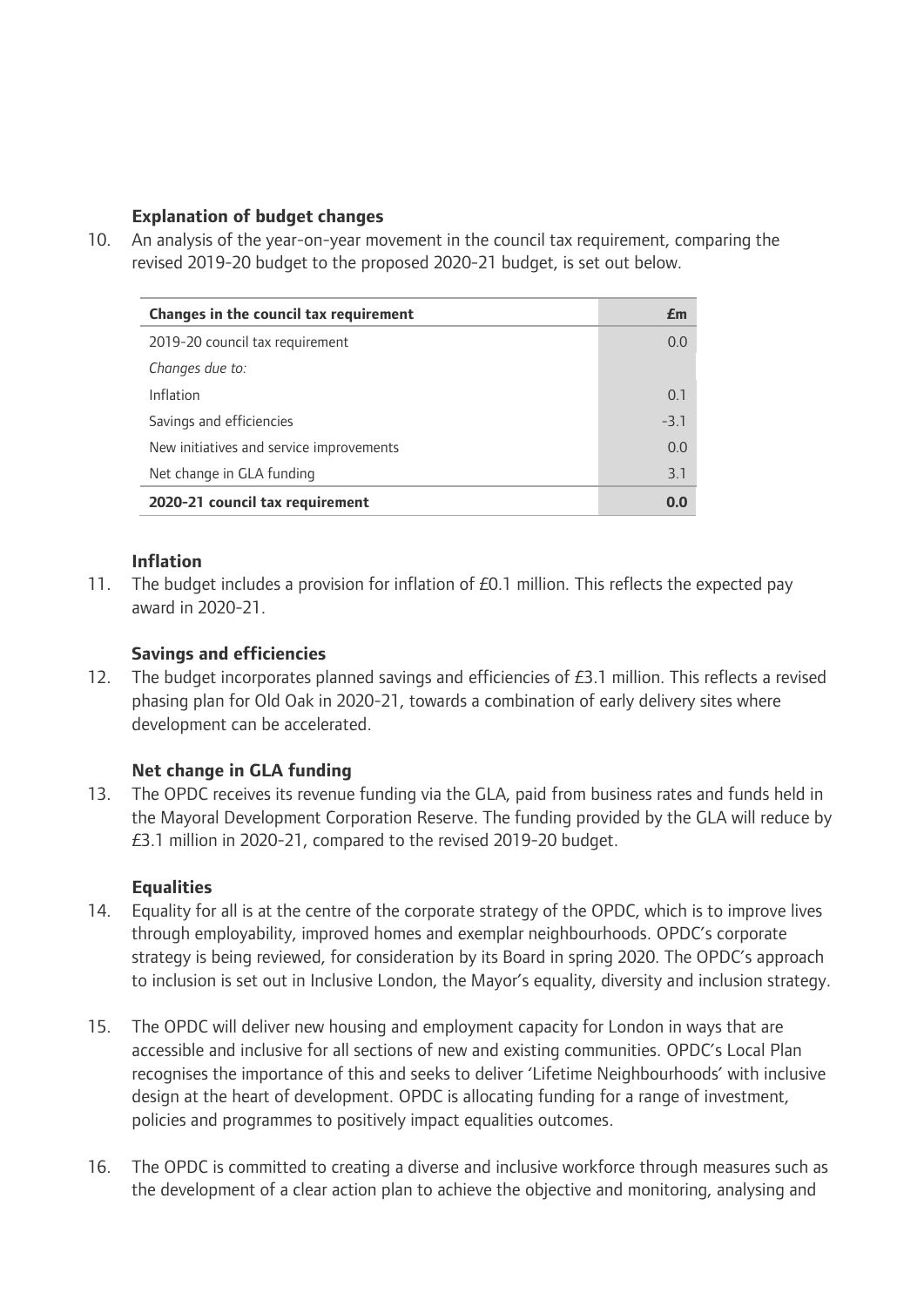### Explanation of budget changes

10. An analysis of the year-on-year movement in the council tax requirement, comparing the revised 2019-20 budget to the proposed 2020-21 budget, is set out below.

| **Changes in the council tax requirement** | **£m** |
|---|---|
| 2019-20 council tax requirement | 0.0 |
| *Changes due to:* | |
| Inflation | 0.1 |
| Savings and efficiencies | -3.1 |
| New initiatives and service improvements | 0.0 |
| Net change in GLA funding | 3.1 |
| **2020-21 council tax requirement** | **0.0** |

### Inflation

11. The budget includes a provision for inflation of £0.1 million. This reflects the expected pay award in 2020-21.

### Savings and efficiencies

12. The budget incorporates planned savings and efficiencies of £3.1 million. This reflects a revised phasing plan for Old Oak in 2020-21, towards a combination of early delivery sites where development can be accelerated.

### Net change in GLA funding

13. The OPDC receives its revenue funding via the GLA, paid from business rates and funds held in the Mayoral Development Corporation Reserve. The funding provided by the GLA will reduce by £3.1 million in 2020-21, compared to the revised 2019-20 budget.

### Equalities

14. Equality for all is at the centre of the corporate strategy of the OPDC, which is to improve lives through employability, improved homes and exemplar neighbourhoods. OPDC's corporate strategy is being reviewed, for consideration by its Board in spring 2020. The OPDC's approach to inclusion is set out in Inclusive London, the Mayor's equality, diversity and inclusion strategy.

15. The OPDC will deliver new housing and employment capacity for London in ways that are accessible and inclusive for all sections of new and existing communities. OPDC's Local Plan recognises the importance of this and seeks to deliver 'Lifetime Neighbourhoods' with inclusive design at the heart of development. OPDC is allocating funding for a range of investment, policies and programmes to positively impact equalities outcomes.

16. The OPDC is committed to creating a diverse and inclusive workforce through measures such as the development of a clear action plan to achieve the objective and monitoring, analysing and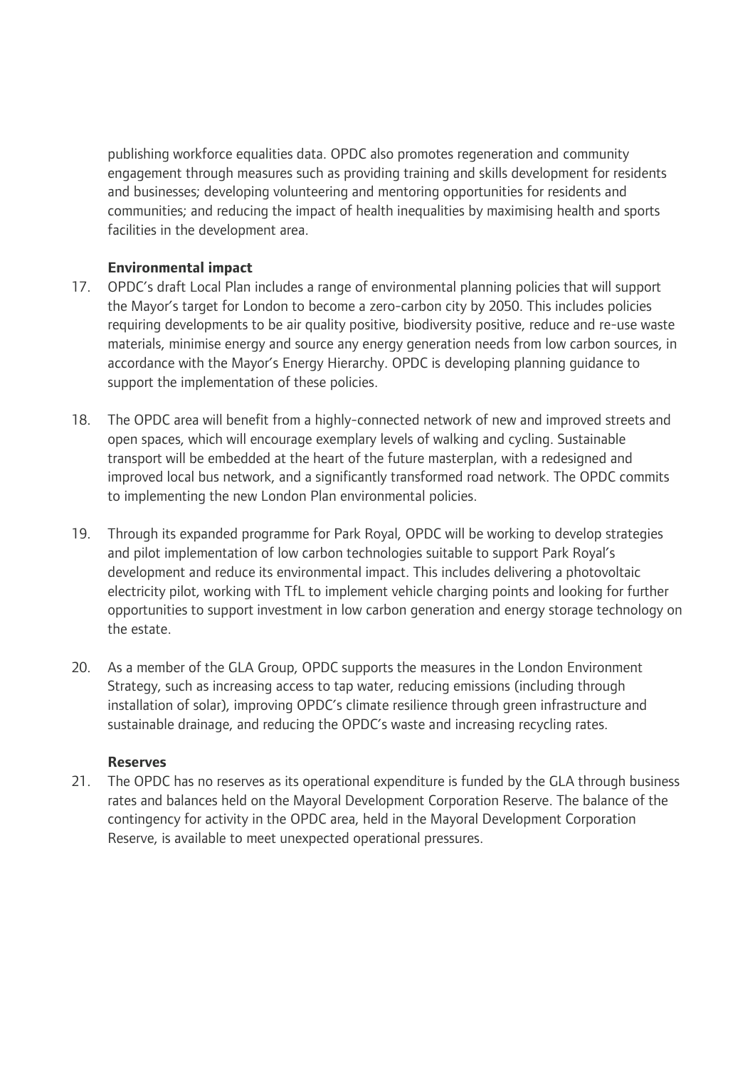publishing workforce equalities data. OPDC also promotes regeneration and community engagement through measures such as providing training and skills development for residents and businesses; developing volunteering and mentoring opportunities for residents and communities; and reducing the impact of health inequalities by maximising health and sports facilities in the development area.

**Environmental impact**

17. OPDC's draft Local Plan includes a range of environmental planning policies that will support the Mayor's target for London to become a zero-carbon city by 2050. This includes policies requiring developments to be air quality positive, biodiversity positive, reduce and re-use waste materials, minimise energy and source any energy generation needs from low carbon sources, in accordance with the Mayor's Energy Hierarchy. OPDC is developing planning guidance to support the implementation of these policies.

18. The OPDC area will benefit from a highly-connected network of new and improved streets and open spaces, which will encourage exemplary levels of walking and cycling. Sustainable transport will be embedded at the heart of the future masterplan, with a redesigned and improved local bus network, and a significantly transformed road network. The OPDC commits to implementing the new London Plan environmental policies.

19. Through its expanded programme for Park Royal, OPDC will be working to develop strategies and pilot implementation of low carbon technologies suitable to support Park Royal's development and reduce its environmental impact. This includes delivering a photovoltaic electricity pilot, working with TfL to implement vehicle charging points and looking for further opportunities to support investment in low carbon generation and energy storage technology on the estate.

20. As a member of the GLA Group, OPDC supports the measures in the London Environment Strategy, such as increasing access to tap water, reducing emissions (including through installation of solar), improving OPDC's climate resilience through green infrastructure and sustainable drainage, and reducing the OPDC's waste and increasing recycling rates.

**Reserves**

21. The OPDC has no reserves as its operational expenditure is funded by the GLA through business rates and balances held on the Mayoral Development Corporation Reserve. The balance of the contingency for activity in the OPDC area, held in the Mayoral Development Corporation Reserve, is available to meet unexpected operational pressures.